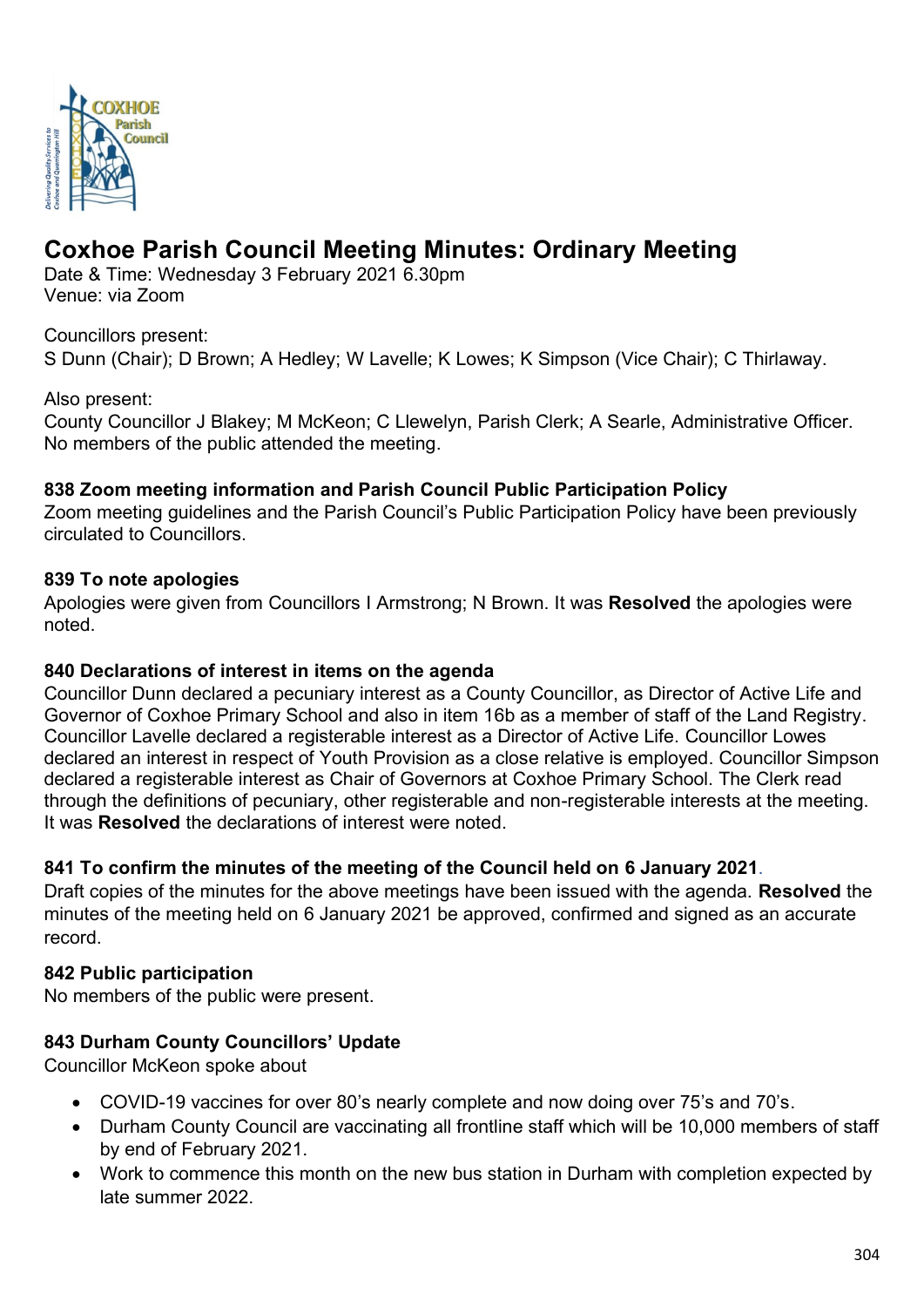# Coxhoe Parish Council Meeting Minutes: Ordinary Meeting

Date & Time: Wednesday 3 February 2021 6.30pm
Venue: via Zoom

Councillors present:
S Dunn (Chair); D Brown; A Hedley; W Lavelle; K Lowes; K Simpson (Vice Chair); C Thirlaway.

Also present:
County Councillor J Blakey; M McKeon; C Llewelyn, Parish Clerk; A Searle, Administrative Officer.
No members of the public attended the meeting.

### 838 Zoom meeting information and Parish Council Public Participation Policy

Zoom meeting guidelines and the Parish Council's Public Participation Policy have been previously circulated to Councillors.

### 839 To note apologies

Apologies were given from Councillors I Armstrong; N Brown. It was **Resolved** the apologies were noted.

### 840 Declarations of interest in items on the agenda

Councillor Dunn declared a pecuniary interest as a County Councillor, as Director of Active Life and Governor of Coxhoe Primary School and also in item 16b as a member of staff of the Land Registry. Councillor Lavelle declared a registerable interest as a Director of Active Life. Councillor Lowes declared an interest in respect of Youth Provision as a close relative is employed. Councillor Simpson declared a registerable interest as Chair of Governors at Coxhoe Primary School. The Clerk read through the definitions of pecuniary, other registerable and non-registerable interests at the meeting. It was **Resolved** the declarations of interest were noted.

### 841 To confirm the minutes of the meeting of the Council held on 6 January 2021.

Draft copies of the minutes for the above meetings have been issued with the agenda. **Resolved** the minutes of the meeting held on 6 January 2021 be approved, confirmed and signed as an accurate record.

### 842 Public participation

No members of the public were present.

### 843 Durham County Councillors' Update

Councillor McKeon spoke about

- COVID-19 vaccines for over 80's nearly complete and now doing over 75's and 70's.
- Durham County Council are vaccinating all frontline staff which will be 10,000 members of staff by end of February 2021.
- Work to commence this month on the new bus station in Durham with completion expected by late summer 2022.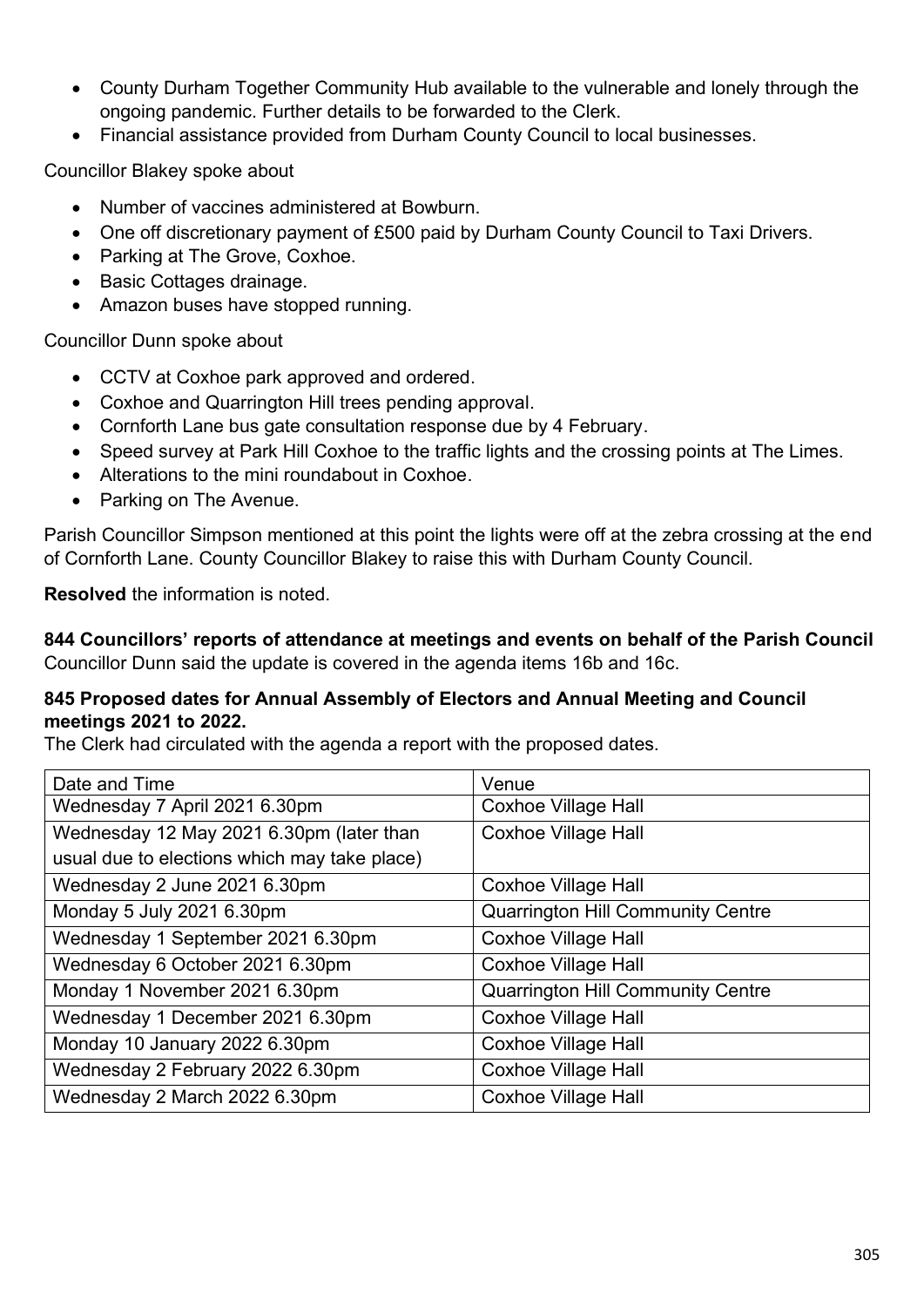- County Durham Together Community Hub available to the vulnerable and lonely through the ongoing pandemic. Further details to be forwarded to the Clerk.
- Financial assistance provided from Durham County Council to local businesses.

Councillor Blakey spoke about

- Number of vaccines administered at Bowburn.
- One off discretionary payment of £500 paid by Durham County Council to Taxi Drivers.
- Parking at The Grove, Coxhoe.
- Basic Cottages drainage.
- Amazon buses have stopped running.

Councillor Dunn spoke about

- CCTV at Coxhoe park approved and ordered.
- Coxhoe and Quarrington Hill trees pending approval.
- Cornforth Lane bus gate consultation response due by 4 February.
- Speed survey at Park Hill Coxhoe to the traffic lights and the crossing points at The Limes.
- Alterations to the mini roundabout in Coxhoe.
- Parking on The Avenue.

Parish Councillor Simpson mentioned at this point the lights were off at the zebra crossing at the end of Cornforth Lane. County Councillor Blakey to raise this with Durham County Council.

**Resolved** the information is noted.

**844 Councillors' reports of attendance at meetings and events on behalf of the Parish Council**
Councillor Dunn said the update is covered in the agenda items 16b and 16c.

**845 Proposed dates for Annual Assembly of Electors and Annual Meeting and Council meetings 2021 to 2022.**
The Clerk had circulated with the agenda a report with the proposed dates.

| Date and Time | Venue |
|---|---|
| Wednesday 7 April 2021 6.30pm | Coxhoe Village Hall |
| Wednesday 12 May 2021 6.30pm (later than usual due to elections which may take place) | Coxhoe Village Hall |
| Wednesday 2 June 2021 6.30pm | Coxhoe Village Hall |
| Monday 5 July 2021 6.30pm | Quarrington Hill Community Centre |
| Wednesday 1 September 2021 6.30pm | Coxhoe Village Hall |
| Wednesday 6 October 2021 6.30pm | Coxhoe Village Hall |
| Monday 1 November 2021 6.30pm | Quarrington Hill Community Centre |
| Wednesday 1 December 2021 6.30pm | Coxhoe Village Hall |
| Monday 10 January 2022 6.30pm | Coxhoe Village Hall |
| Wednesday 2 February 2022 6.30pm | Coxhoe Village Hall |
| Wednesday 2 March 2022 6.30pm | Coxhoe Village Hall |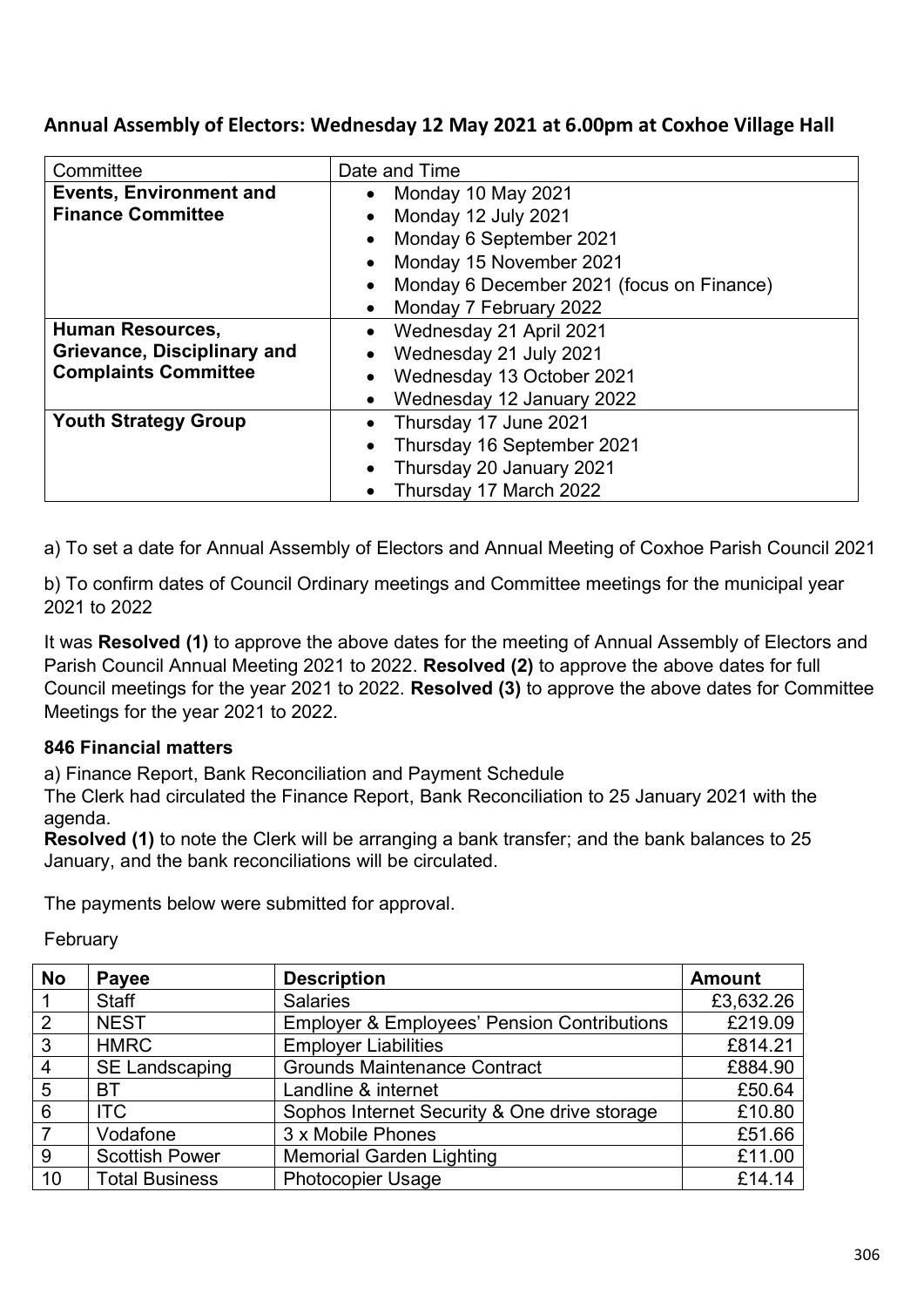### Annual Assembly of Electors: Wednesday 12 May 2021 at 6.00pm at Coxhoe Village Hall

| Committee | Date and Time |
|---|---|
| **Events, Environment and Finance Committee** | • Monday 10 May 2021<br>• Monday 12 July 2021<br>• Monday 6 September 2021<br>• Monday 15 November 2021<br>• Monday 6 December 2021 (focus on Finance)<br>• Monday 7 February 2022 |
| **Human Resources, Grievance, Disciplinary and Complaints Committee** | • Wednesday 21 April 2021<br>• Wednesday 21 July 2021<br>• Wednesday 13 October 2021<br>• Wednesday 12 January 2022 |
| **Youth Strategy Group** | • Thursday 17 June 2021<br>• Thursday 16 September 2021<br>• Thursday 20 January 2021<br>• Thursday 17 March 2022 |

a) To set a date for Annual Assembly of Electors and Annual Meeting of Coxhoe Parish Council 2021

b) To confirm dates of Council Ordinary meetings and Committee meetings for the municipal year 2021 to 2022

It was **Resolved (1)** to approve the above dates for the meeting of Annual Assembly of Electors and Parish Council Annual Meeting 2021 to 2022. **Resolved (2)** to approve the above dates for full Council meetings for the year 2021 to 2022. **Resolved (3)** to approve the above dates for Committee Meetings for the year 2021 to 2022.

**846 Financial matters**

a) Finance Report, Bank Reconciliation and Payment Schedule
The Clerk had circulated the Finance Report, Bank Reconciliation to 25 January 2021 with the agenda.
**Resolved (1)** to note the Clerk will be arranging a bank transfer; and the bank balances to 25 January, and the bank reconciliations will be circulated.

The payments below were submitted for approval.

February

| No | Payee | Description | Amount |
|---|---|---|---|
| 1 | Staff | Salaries | £3,632.26 |
| 2 | NEST | Employer & Employees' Pension Contributions | £219.09 |
| 3 | HMRC | Employer Liabilities | £814.21 |
| 4 | SE Landscaping | Grounds Maintenance Contract | £884.90 |
| 5 | BT | Landline & internet | £50.64 |
| 6 | ITC | Sophos Internet Security & One drive storage | £10.80 |
| 7 | Vodafone | 3 x Mobile Phones | £51.66 |
| 9 | Scottish Power | Memorial Garden Lighting | £11.00 |
| 10 | Total Business | Photocopier Usage | £14.14 |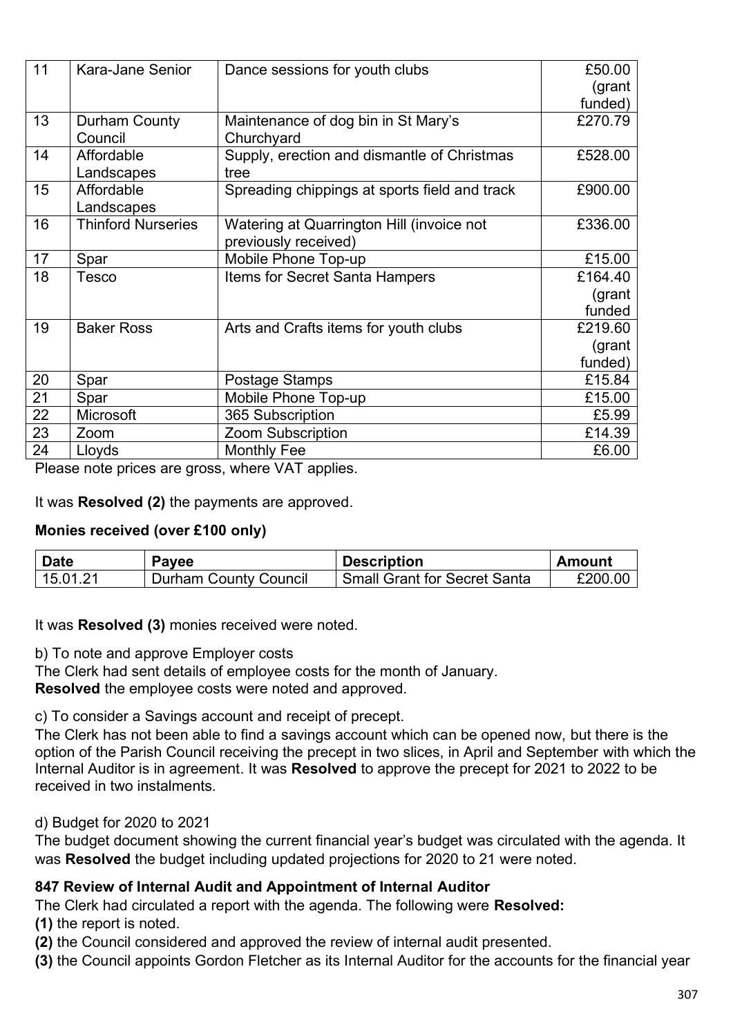| 11 | Kara-Jane Senior | Dance sessions for youth clubs | £50.00 (grant funded) |
|---|---|---|---|
| 13 | Durham County Council | Maintenance of dog bin in St Mary's Churchyard | £270.79 |
| 14 | Affordable Landscapes | Supply, erection and dismantle of Christmas tree | £528.00 |
| 15 | Affordable Landscapes | Spreading chippings at sports field and track | £900.00 |
| 16 | Thinford Nurseries | Watering at Quarrington Hill (invoice not previously received) | £336.00 |
| 17 | Spar | Mobile Phone Top-up | £15.00 |
| 18 | Tesco | Items for Secret Santa Hampers | £164.40 (grant funded |
| 19 | Baker Ross | Arts and Crafts items for youth clubs | £219.60 (grant funded) |
| 20 | Spar | Postage Stamps | £15.84 |
| 21 | Spar | Mobile Phone Top-up | £15.00 |
| 22 | Microsoft | 365 Subscription | £5.99 |
| 23 | Zoom | Zoom Subscription | £14.39 |
| 24 | Lloyds | Monthly Fee | £6.00 |

Please note prices are gross, where VAT applies.

It was **Resolved (2)** the payments are approved.

**Monies received (over £100 only)**

| Date | Payee | Description | Amount |
|---|---|---|---|
| 15.01.21 | Durham County Council | Small Grant for Secret Santa | £200.00 |

It was **Resolved (3)** monies received were noted.

b) To note and approve Employer costs

The Clerk had sent details of employee costs for the month of January.

**Resolved** the employee costs were noted and approved.

c) To consider a Savings account and receipt of precept.

The Clerk has not been able to find a savings account which can be opened now, but there is the option of the Parish Council receiving the precept in two slices, in April and September with which the Internal Auditor is in agreement. It was **Resolved** to approve the precept for 2021 to 2022 to be received in two instalments.

d) Budget for 2020 to 2021

The budget document showing the current financial year's budget was circulated with the agenda. It was **Resolved** the budget including updated projections for 2020 to 21 were noted.

**847 Review of Internal Audit and Appointment of Internal Auditor**

The Clerk had circulated a report with the agenda. The following were **Resolved:**

**(1)** the report is noted.

**(2)** the Council considered and approved the review of internal audit presented.

**(3)** the Council appoints Gordon Fletcher as its Internal Auditor for the accounts for the financial year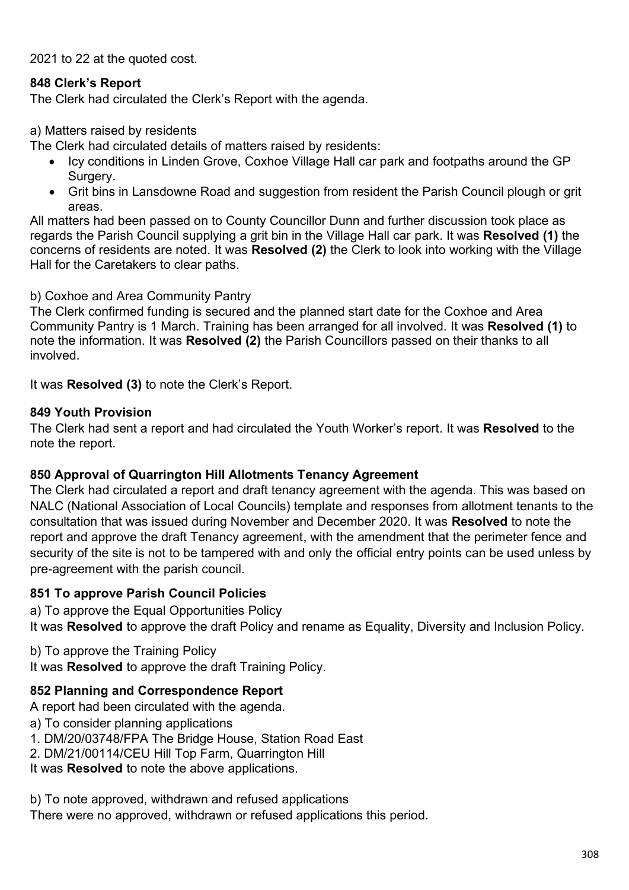2021 to 22 at the quoted cost.

### 848 Clerk's Report

The Clerk had circulated the Clerk's Report with the agenda.

a) Matters raised by residents

The Clerk had circulated details of matters raised by residents:

- Icy conditions in Linden Grove, Coxhoe Village Hall car park and footpaths around the GP Surgery.
- Grit bins in Lansdowne Road and suggestion from resident the Parish Council plough or grit areas.

All matters had been passed on to County Councillor Dunn and further discussion took place as regards the Parish Council supplying a grit bin in the Village Hall car park. It was **Resolved (1)** the concerns of residents are noted. It was **Resolved (2)** the Clerk to look into working with the Village Hall for the Caretakers to clear paths.

b) Coxhoe and Area Community Pantry

The Clerk confirmed funding is secured and the planned start date for the Coxhoe and Area Community Pantry is 1 March. Training has been arranged for all involved. It was **Resolved (1)** to note the information. It was **Resolved (2)** the Parish Councillors passed on their thanks to all involved.

It was **Resolved (3)** to note the Clerk's Report.

### 849 Youth Provision

The Clerk had sent a report and had circulated the Youth Worker's report. It was **Resolved** to the note the report.

### 850 Approval of Quarrington Hill Allotments Tenancy Agreement

The Clerk had circulated a report and draft tenancy agreement with the agenda. This was based on NALC (National Association of Local Councils) template and responses from allotment tenants to the consultation that was issued during November and December 2020. It was **Resolved** to note the report and approve the draft Tenancy agreement, with the amendment that the perimeter fence and security of the site is not to be tampered with and only the official entry points can be used unless by pre-agreement with the parish council.

### 851 To approve Parish Council Policies

a) To approve the Equal Opportunities Policy

It was **Resolved** to approve the draft Policy and rename as Equality, Diversity and Inclusion Policy.

b) To approve the Training Policy

It was **Resolved** to approve the draft Training Policy.

### 852 Planning and Correspondence Report

A report had been circulated with the agenda.

a) To consider planning applications

1. DM/20/03748/FPA The Bridge House, Station Road East
2. DM/21/00114/CEU Hill Top Farm, Quarrington Hill

It was **Resolved** to note the above applications.

b) To note approved, withdrawn and refused applications

There were no approved, withdrawn or refused applications this period.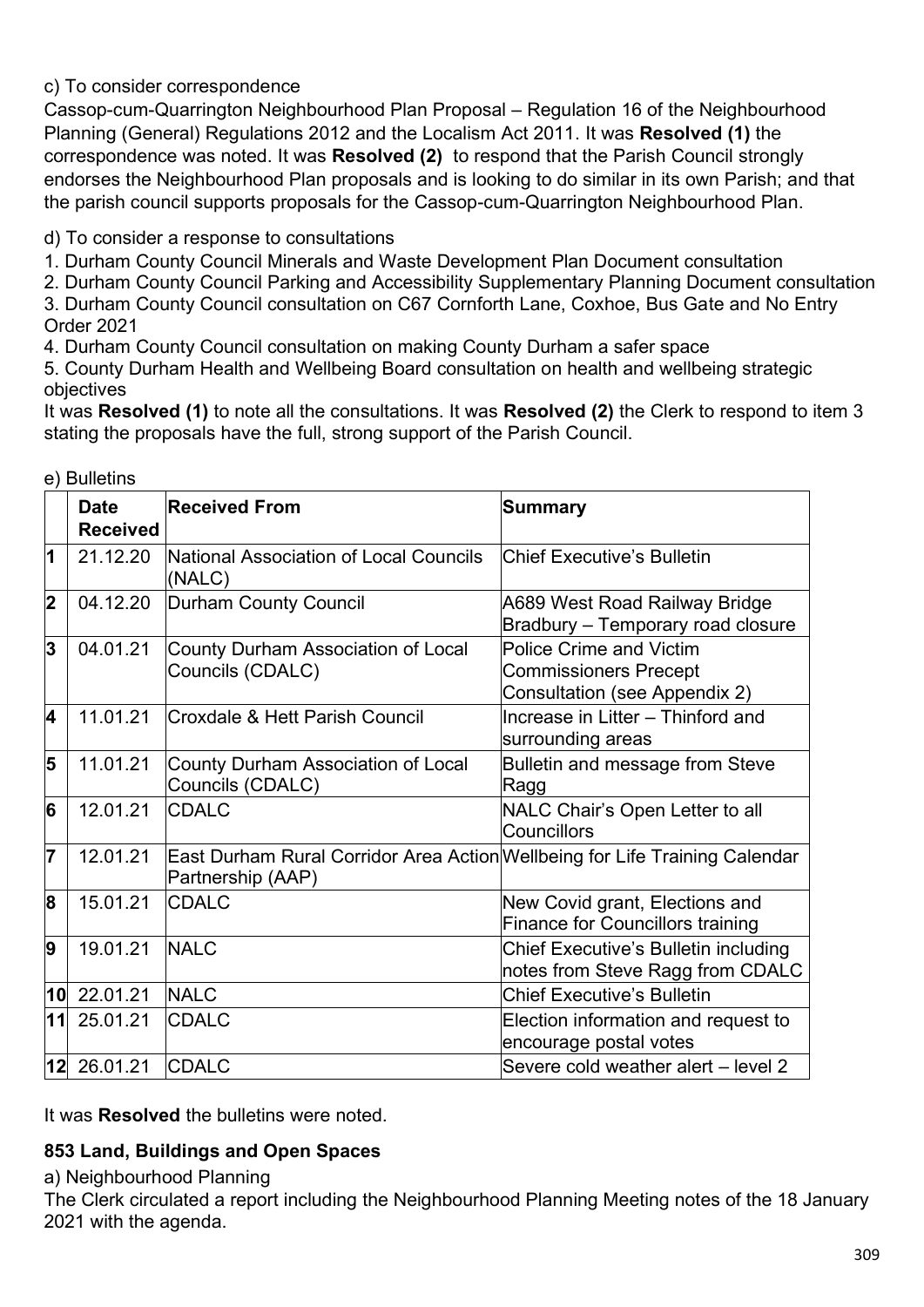c) To consider correspondence

Cassop-cum-Quarrington Neighbourhood Plan Proposal – Regulation 16 of the Neighbourhood Planning (General) Regulations 2012 and the Localism Act 2011. It was **Resolved (1)** the correspondence was noted. It was **Resolved (2)** to respond that the Parish Council strongly endorses the Neighbourhood Plan proposals and is looking to do similar in its own Parish; and that the parish council supports proposals for the Cassop-cum-Quarrington Neighbourhood Plan.

d) To consider a response to consultations

1. Durham County Council Minerals and Waste Development Plan Document consultation
2. Durham County Council Parking and Accessibility Supplementary Planning Document consultation
3. Durham County Council consultation on C67 Cornforth Lane, Coxhoe, Bus Gate and No Entry Order 2021
4. Durham County Council consultation on making County Durham a safer space
5. County Durham Health and Wellbeing Board consultation on health and wellbeing strategic objectives

It was **Resolved (1)** to note all the consultations. It was **Resolved (2)** the Clerk to respond to item 3 stating the proposals have the full, strong support of the Parish Council.

e) Bulletins

| | Date Received | Received From | Summary |
|---|---|---|---|
| 1 | 21.12.20 | National Association of Local Councils (NALC) | Chief Executive's Bulletin |
| 2 | 04.12.20 | Durham County Council | A689 West Road Railway Bridge Bradbury – Temporary road closure |
| 3 | 04.01.21 | County Durham Association of Local Councils (CDALC) | Police Crime and Victim Commissioners Precept Consultation (see Appendix 2) |
| 4 | 11.01.21 | Croxdale & Hett Parish Council | Increase in Litter – Thinford and surrounding areas |
| 5 | 11.01.21 | County Durham Association of Local Councils (CDALC) | Bulletin and message from Steve Ragg |
| 6 | 12.01.21 | CDALC | NALC Chair's Open Letter to all Councillors |
| 7 | 12.01.21 | East Durham Rural Corridor Area Action Partnership (AAP) | Wellbeing for Life Training Calendar |
| 8 | 15.01.21 | CDALC | New Covid grant, Elections and Finance for Councillors training |
| 9 | 19.01.21 | NALC | Chief Executive's Bulletin including notes from Steve Ragg from CDALC |
| 10 | 22.01.21 | NALC | Chief Executive's Bulletin |
| 11 | 25.01.21 | CDALC | Election information and request to encourage postal votes |
| 12 | 26.01.21 | CDALC | Severe cold weather alert – level 2 |

It was **Resolved** the bulletins were noted.

## 853 Land, Buildings and Open Spaces

a) Neighbourhood Planning

The Clerk circulated a report including the Neighbourhood Planning Meeting notes of the 18 January 2021 with the agenda.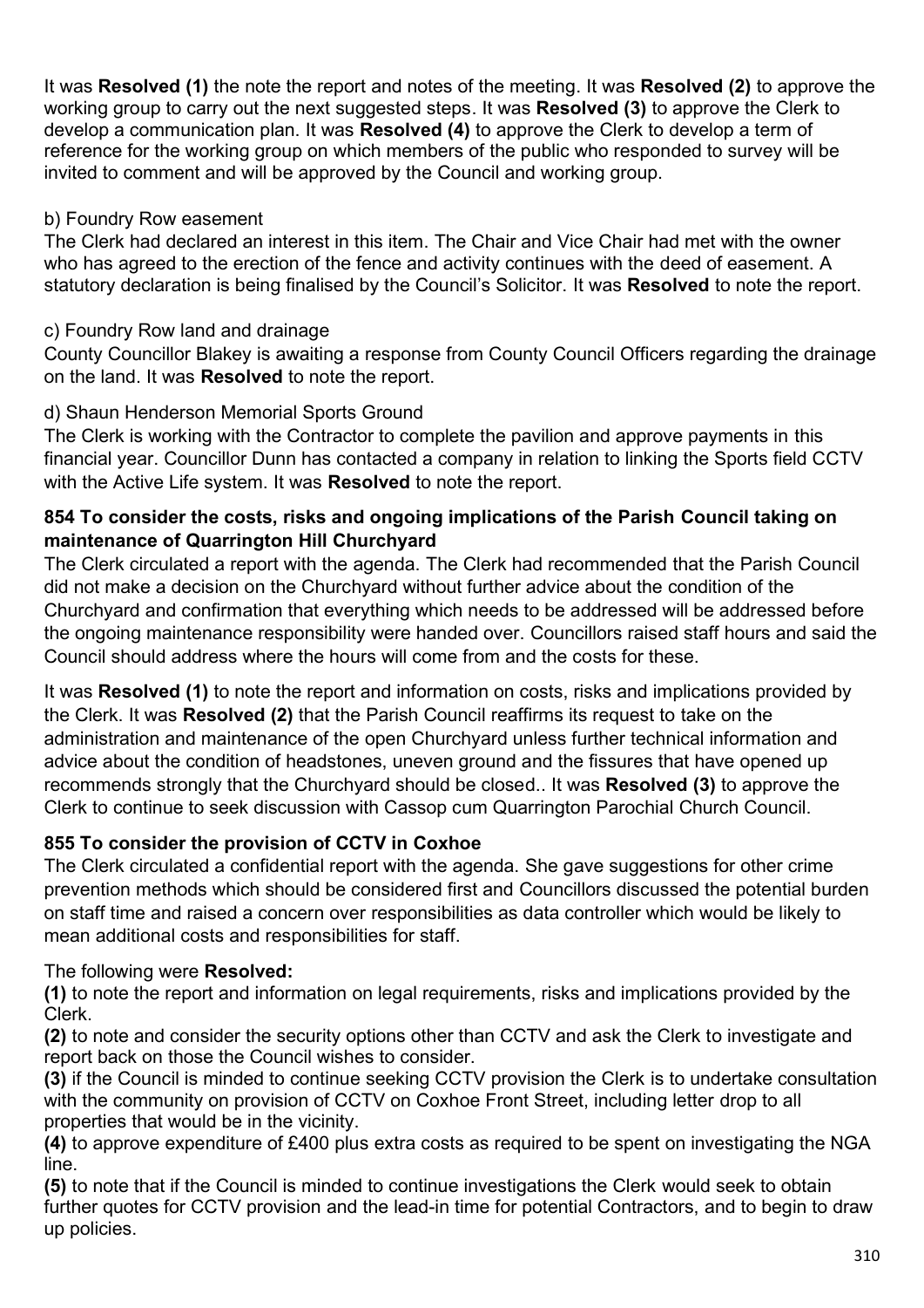It was **Resolved (1)** the note the report and notes of the meeting. It was **Resolved (2)** to approve the working group to carry out the next suggested steps. It was **Resolved (3)** to approve the Clerk to develop a communication plan. It was **Resolved (4)** to approve the Clerk to develop a term of reference for the working group on which members of the public who responded to survey will be invited to comment and will be approved by the Council and working group.

b) Foundry Row easement

The Clerk had declared an interest in this item. The Chair and Vice Chair had met with the owner who has agreed to the erection of the fence and activity continues with the deed of easement. A statutory declaration is being finalised by the Council's Solicitor. It was **Resolved** to note the report.

c) Foundry Row land and drainage

County Councillor Blakey is awaiting a response from County Council Officers regarding the drainage on the land. It was **Resolved** to note the report.

d) Shaun Henderson Memorial Sports Ground

The Clerk is working with the Contractor to complete the pavilion and approve payments in this financial year. Councillor Dunn has contacted a company in relation to linking the Sports field CCTV with the Active Life system. It was **Resolved** to note the report.

**854 To consider the costs, risks and ongoing implications of the Parish Council taking on maintenance of Quarrington Hill Churchyard**

The Clerk circulated a report with the agenda. The Clerk had recommended that the Parish Council did not make a decision on the Churchyard without further advice about the condition of the Churchyard and confirmation that everything which needs to be addressed will be addressed before the ongoing maintenance responsibility were handed over. Councillors raised staff hours and said the Council should address where the hours will come from and the costs for these.

It was **Resolved (1)** to note the report and information on costs, risks and implications provided by the Clerk. It was **Resolved (2)** that the Parish Council reaffirms its request to take on the administration and maintenance of the open Churchyard unless further technical information and advice about the condition of headstones, uneven ground and the fissures that have opened up recommends strongly that the Churchyard should be closed.. It was **Resolved (3)** to approve the Clerk to continue to seek discussion with Cassop cum Quarrington Parochial Church Council.

**855 To consider the provision of CCTV in Coxhoe**

The Clerk circulated a confidential report with the agenda. She gave suggestions for other crime prevention methods which should be considered first and Councillors discussed the potential burden on staff time and raised a concern over responsibilities as data controller which would be likely to mean additional costs and responsibilities for staff.

The following were **Resolved:**

**(1)** to note the report and information on legal requirements, risks and implications provided by the Clerk.

**(2)** to note and consider the security options other than CCTV and ask the Clerk to investigate and report back on those the Council wishes to consider.

**(3)** if the Council is minded to continue seeking CCTV provision the Clerk is to undertake consultation with the community on provision of CCTV on Coxhoe Front Street, including letter drop to all properties that would be in the vicinity.

**(4)** to approve expenditure of £400 plus extra costs as required to be spent on investigating the NGA line.

**(5)** to note that if the Council is minded to continue investigations the Clerk would seek to obtain further quotes for CCTV provision and the lead-in time for potential Contractors, and to begin to draw up policies.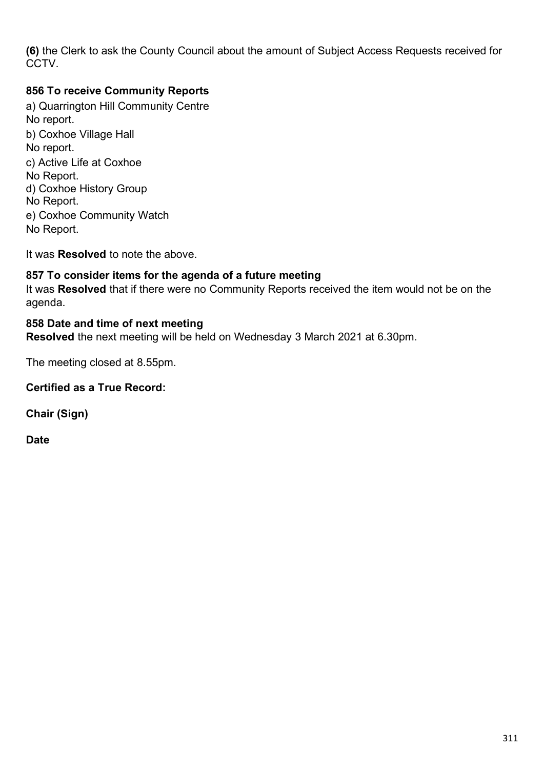**(6)** the Clerk to ask the County Council about the amount of Subject Access Requests received for CCTV.

### 856 To receive Community Reports

a) Quarrington Hill Community Centre
No report.
b) Coxhoe Village Hall
No report.
c) Active Life at Coxhoe
No Report.
d) Coxhoe History Group
No Report.
e) Coxhoe Community Watch
No Report.

It was **Resolved** to note the above.

### 857 To consider items for the agenda of a future meeting

It was **Resolved** that if there were no Community Reports received the item would not be on the agenda.

### 858 Date and time of next meeting

**Resolved** the next meeting will be held on Wednesday 3 March 2021 at 6.30pm.

The meeting closed at 8.55pm.

**Certified as a True Record:**

**Chair (Sign)**

**Date**